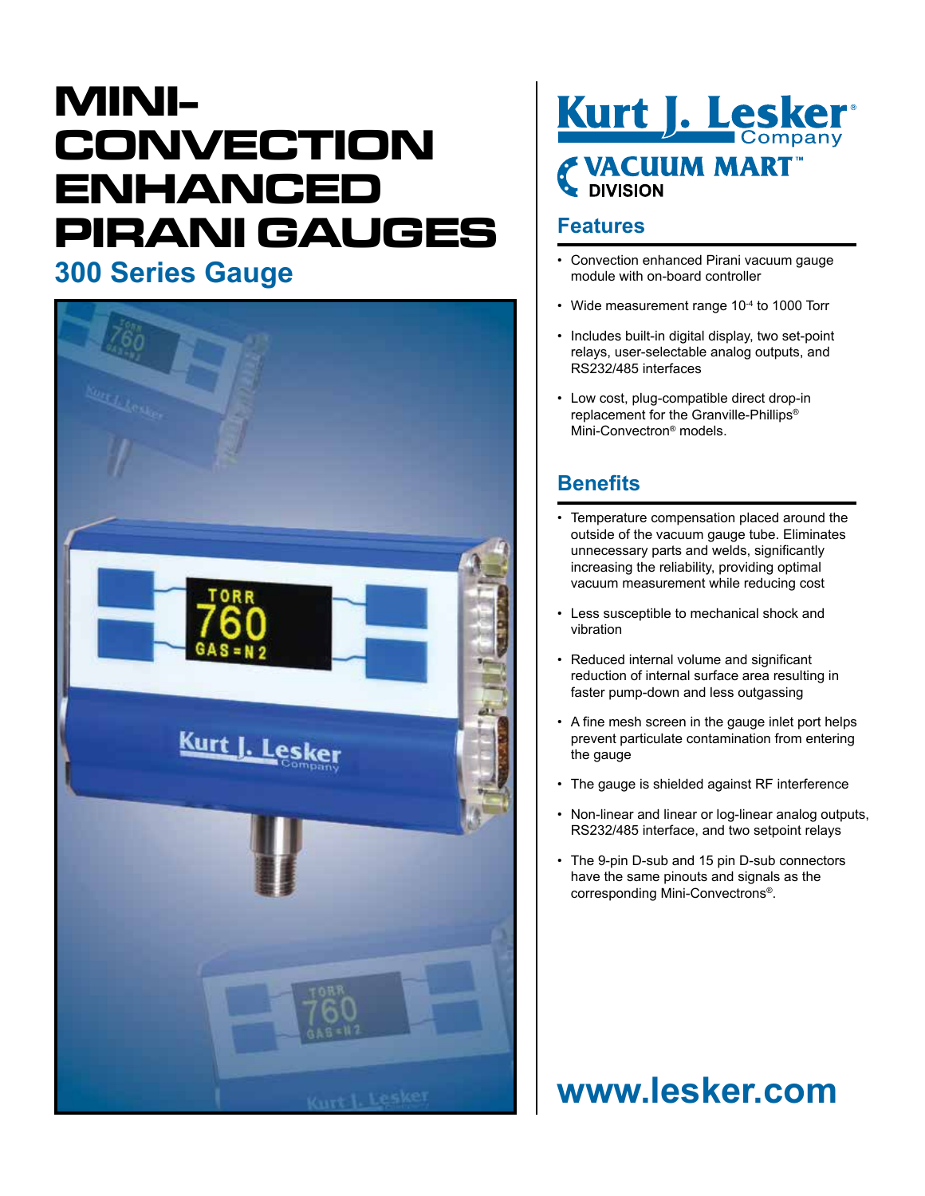# MINI-CONVECTION ENHANCED PIRANI GAUGES

## 300 Series Gauge

Kurt J. Lesker® Company

VACUUM MART™ DIVISION

## Features

- Convection enhanced Pirani vacuum gauge module with on-board controller
- Wide measurement range $10^{-4}$ to 1000 Torr
- Includes built-in digital display, two set-point relays, user-selectable analog outputs, and RS232/485 interfaces
- Low cost, plug-compatible direct drop-in replacement for the Granville-Phillips® Mini-Convectron® models.

## Benefits

- Temperature compensation placed around the outside of the vacuum gauge tube. Eliminates unnecessary parts and welds, significantly increasing the reliability, providing optimal vacuum measurement while reducing cost
- Less susceptible to mechanical shock and vibration
- Reduced internal volume and significant reduction of internal surface area resulting in faster pump-down and less outgassing
- A fine mesh screen in the gauge inlet port helps prevent particulate contamination from entering the gauge
- The gauge is shielded against RF interference
- Non-linear and linear or log-linear analog outputs, RS232/485 interface, and two setpoint relays
- The 9-pin D-sub and 15 pin D-sub connectors have the same pinouts and signals as the corresponding Mini-Convectrons®.

**www.lesker.com**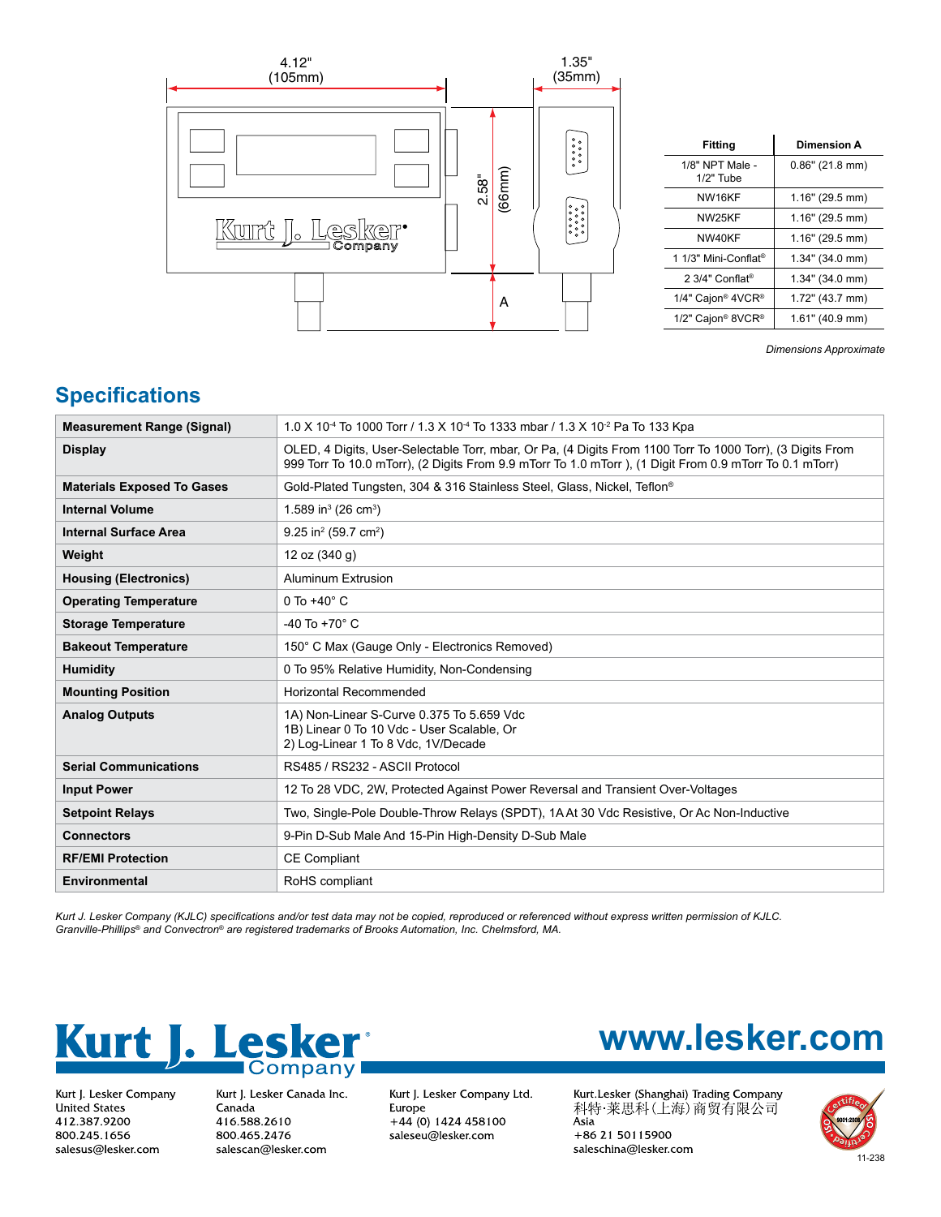4.12"
(105mm)

1.35"
(35mm)

2.58"
(66mm)

A

| Fitting | Dimension A |
|---|---|
| 1/8" NPT Male - 1/2" Tube | 0.86" (21.8 mm) |
| NW16KF | 1.16" (29.5 mm) |
| NW25KF | 1.16" (29.5 mm) |
| NW40KF | 1.16" (29.5 mm) |
| 1 1/3" Mini-Conflat® | 1.34" (34.0 mm) |
| 2 3/4" Conflat® | 1.34" (34.0 mm) |
| 1/4" Cajon® 4VCR® | 1.72" (43.7 mm) |
| 1/2" Cajon® 8VCR® | 1.61" (40.9 mm) |

*Dimensions Approximate*

## Specifications

| | |
|---|---|
| **Measurement Range (Signal)** | 1.0 X $10^{-4}$ To 1000 Torr / 1.3 X $10^{-4}$ To 1333 mbar / 1.3 X $10^{-2}$ Pa To 133 Kpa |
| **Display** | OLED, 4 Digits, User-Selectable Torr, mbar, Or Pa, (4 Digits From 1100 Torr To 1000 Torr), (3 Digits From 999 Torr To 10.0 mTorr), (2 Digits From 9.9 mTorr To 1.0 mTorr ), (1 Digit From 0.9 mTorr To 0.1 mTorr) |
| **Materials Exposed To Gases** | Gold-Plated Tungsten, 304 & 316 Stainless Steel, Glass, Nickel, Teflon® |
| **Internal Volume** | 1.589 $in^3$ (26 $cm^3$) |
| **Internal Surface Area** | 9.25 $in^2$ (59.7 $cm^2$) |
| **Weight** | 12 oz (340 g) |
| **Housing (Electronics)** | Aluminum Extrusion |
| **Operating Temperature** | 0 To +40° C |
| **Storage Temperature** | -40 To +70° C |
| **Bakeout Temperature** | 150° C Max (Gauge Only - Electronics Removed) |
| **Humidity** | 0 To 95% Relative Humidity, Non-Condensing |
| **Mounting Position** | Horizontal Recommended |
| **Analog Outputs** | 1A) Non-Linear S-Curve 0.375 To 5.659 Vdc<br>1B) Linear 0 To 10 Vdc - User Scalable, Or<br>2) Log-Linear 1 To 8 Vdc, 1V/Decade |
| **Serial Communications** | RS485 / RS232 - ASCII Protocol |
| **Input Power** | 12 To 28 VDC, 2W, Protected Against Power Reversal and Transient Over-Voltages |
| **Setpoint Relays** | Two, Single-Pole Double-Throw Relays (SPDT), 1A At 30 Vdc Resistive, Or Ac Non-Inductive |
| **Connectors** | 9-Pin D-Sub Male And 15-Pin High-Density D-Sub Male |
| **RF/EMI Protection** | CE Compliant |
| **Environmental** | RoHS compliant |

*Kurt J. Lesker Company (KJLC) specifications and/or test data may not be copied, reproduced or referenced without express written permission of KJLC.*
*Granville-Phillips® and Convectron® are registered trademarks of Brooks Automation, Inc. Chelmsford, MA.*

**Kurt J. Lesker Company**

**www.lesker.com**

Kurt J. Lesker Company
United States
412.387.9200
800.245.1656
salesus@lesker.com

Kurt J. Lesker Canada Inc.
Canada
416.588.2610
800.465.2476
salescan@lesker.com

Kurt J. Lesker Company Ltd.
Europe
+44 (0) 1424 458100
saleseu@lesker.com

Kurt.Lesker (Shanghai) Trading Company
科特·莱思科(上海)商贸有限公司
Asia
+86 21 50115900
saleschina@lesker.com

11-238